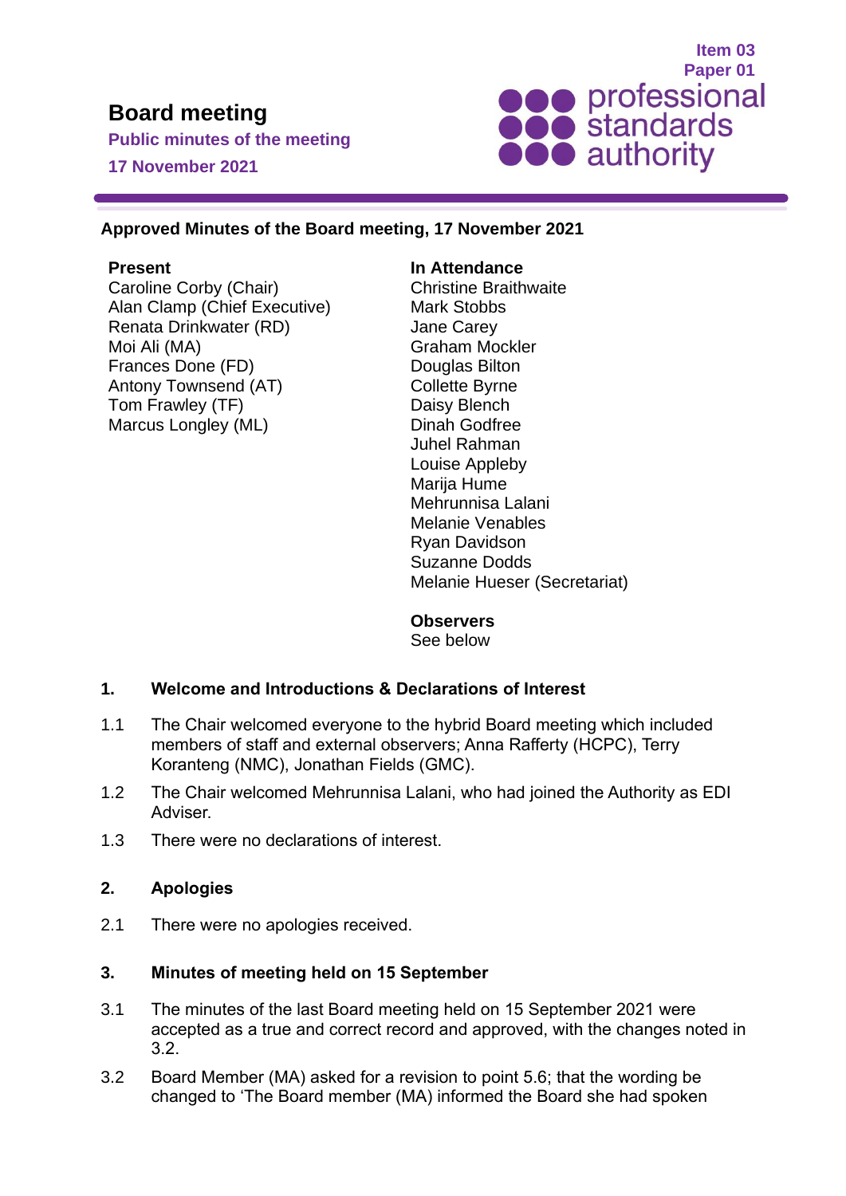Item 03
Paper 01

# Board meeting

**Public minutes of the meeting**

**17 November 2021**

professional standards authority

**Approved Minutes of the Board meeting, 17 November 2021**

**Present**
Caroline Corby (Chair)
Alan Clamp (Chief Executive)
Renata Drinkwater (RD)
Moi Ali (MA)
Frances Done (FD)
Antony Townsend (AT)
Tom Frawley (TF)
Marcus Longley (ML)

**In Attendance**
Christine Braithwaite
Mark Stobbs
Jane Carey
Graham Mockler
Douglas Bilton
Collette Byrne
Daisy Blench
Dinah Godfree
Juhel Rahman
Louise Appleby
Marija Hume
Mehrunnisa Lalani
Melanie Venables
Ryan Davidson
Suzanne Dodds
Melanie Hueser (Secretariat)

**Observers**
See below

## 1. Welcome and Introductions & Declarations of Interest

1.1 The Chair welcomed everyone to the hybrid Board meeting which included members of staff and external observers; Anna Rafferty (HCPC), Terry Koranteng (NMC), Jonathan Fields (GMC).

1.2 The Chair welcomed Mehrunnisa Lalani, who had joined the Authority as EDI Adviser.

1.3 There were no declarations of interest.

## 2. Apologies

2.1 There were no apologies received.

## 3. Minutes of meeting held on 15 September

3.1 The minutes of the last Board meeting held on 15 September 2021 were accepted as a true and correct record and approved, with the changes noted in 3.2.

3.2 Board Member (MA) asked for a revision to point 5.6; that the wording be changed to 'The Board member (MA) informed the Board she had spoken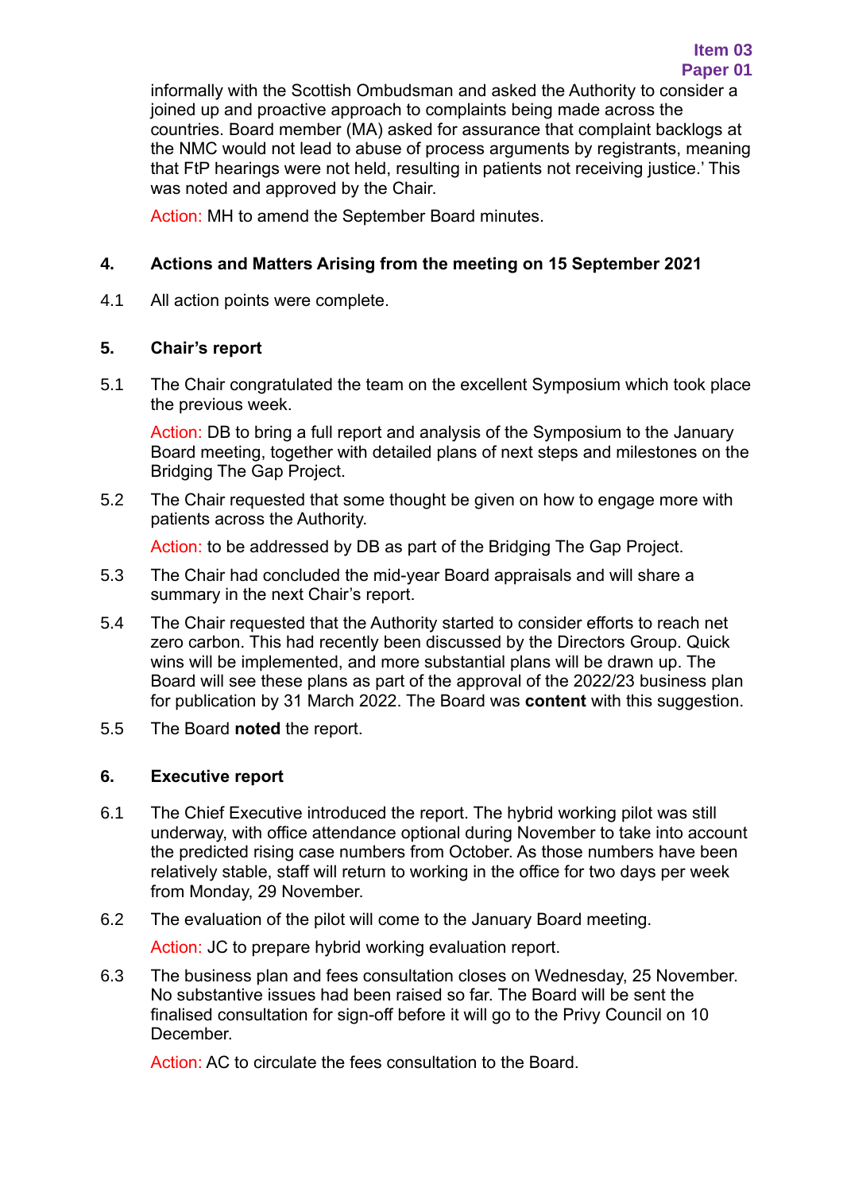informally with the Scottish Ombudsman and asked the Authority to consider a joined up and proactive approach to complaints being made across the countries. Board member (MA) asked for assurance that complaint backlogs at the NMC would not lead to abuse of process arguments by registrants, meaning that FtP hearings were not held, resulting in patients not receiving justice.' This was noted and approved by the Chair.

Action: MH to amend the September Board minutes.

## 4. Actions and Matters Arising from the meeting on 15 September 2021

4.1 All action points were complete.

## 5. Chair's report

5.1 The Chair congratulated the team on the excellent Symposium which took place the previous week.

Action: DB to bring a full report and analysis of the Symposium to the January Board meeting, together with detailed plans of next steps and milestones on the Bridging The Gap Project.

5.2 The Chair requested that some thought be given on how to engage more with patients across the Authority.

Action: to be addressed by DB as part of the Bridging The Gap Project.

5.3 The Chair had concluded the mid-year Board appraisals and will share a summary in the next Chair's report.

5.4 The Chair requested that the Authority started to consider efforts to reach net zero carbon. This had recently been discussed by the Directors Group. Quick wins will be implemented, and more substantial plans will be drawn up. The Board will see these plans as part of the approval of the 2022/23 business plan for publication by 31 March 2022. The Board was **content** with this suggestion.

5.5 The Board **noted** the report.

## 6. Executive report

6.1 The Chief Executive introduced the report. The hybrid working pilot was still underway, with office attendance optional during November to take into account the predicted rising case numbers from October. As those numbers have been relatively stable, staff will return to working in the office for two days per week from Monday, 29 November.

6.2 The evaluation of the pilot will come to the January Board meeting.

Action: JC to prepare hybrid working evaluation report.

6.3 The business plan and fees consultation closes on Wednesday, 25 November. No substantive issues had been raised so far. The Board will be sent the finalised consultation for sign-off before it will go to the Privy Council on 10 December.

Action: AC to circulate the fees consultation to the Board.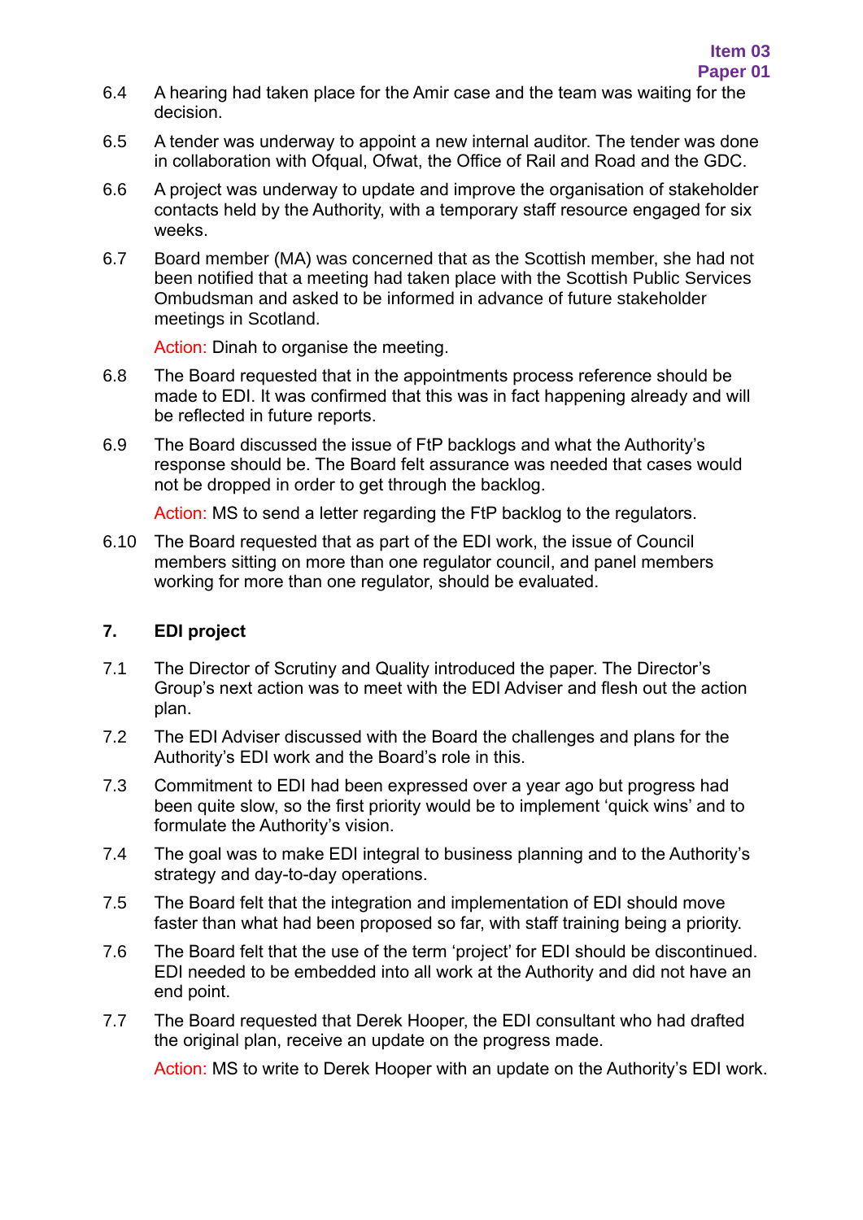6.4 A hearing had taken place for the Amir case and the team was waiting for the decision.

6.5 A tender was underway to appoint a new internal auditor. The tender was done in collaboration with Ofqual, Ofwat, the Office of Rail and Road and the GDC.

6.6 A project was underway to update and improve the organisation of stakeholder contacts held by the Authority, with a temporary staff resource engaged for six weeks.

6.7 Board member (MA) was concerned that as the Scottish member, she had not been notified that a meeting had taken place with the Scottish Public Services Ombudsman and asked to be informed in advance of future stakeholder meetings in Scotland.

Action: Dinah to organise the meeting.

6.8 The Board requested that in the appointments process reference should be made to EDI. It was confirmed that this was in fact happening already and will be reflected in future reports.

6.9 The Board discussed the issue of FtP backlogs and what the Authority's response should be. The Board felt assurance was needed that cases would not be dropped in order to get through the backlog.

Action: MS to send a letter regarding the FtP backlog to the regulators.

6.10 The Board requested that as part of the EDI work, the issue of Council members sitting on more than one regulator council, and panel members working for more than one regulator, should be evaluated.

## 7. EDI project

7.1 The Director of Scrutiny and Quality introduced the paper. The Director's Group's next action was to meet with the EDI Adviser and flesh out the action plan.

7.2 The EDI Adviser discussed with the Board the challenges and plans for the Authority's EDI work and the Board's role in this.

7.3 Commitment to EDI had been expressed over a year ago but progress had been quite slow, so the first priority would be to implement 'quick wins' and to formulate the Authority's vision.

7.4 The goal was to make EDI integral to business planning and to the Authority's strategy and day-to-day operations.

7.5 The Board felt that the integration and implementation of EDI should move faster than what had been proposed so far, with staff training being a priority.

7.6 The Board felt that the use of the term 'project' for EDI should be discontinued. EDI needed to be embedded into all work at the Authority and did not have an end point.

7.7 The Board requested that Derek Hooper, the EDI consultant who had drafted the original plan, receive an update on the progress made.

Action: MS to write to Derek Hooper with an update on the Authority's EDI work.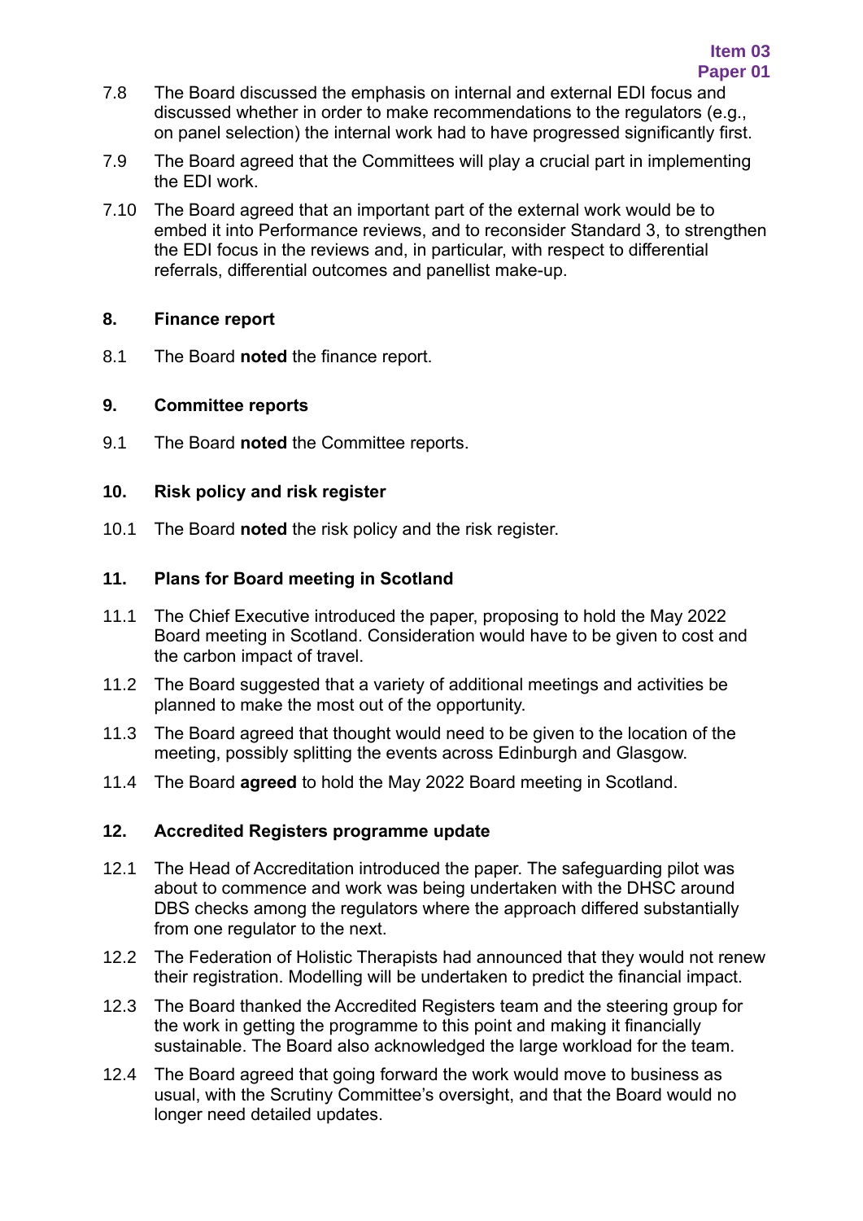7.8 The Board discussed the emphasis on internal and external EDI focus and discussed whether in order to make recommendations to the regulators (e.g., on panel selection) the internal work had to have progressed significantly first.

7.9 The Board agreed that the Committees will play a crucial part in implementing the EDI work.

7.10 The Board agreed that an important part of the external work would be to embed it into Performance reviews, and to reconsider Standard 3, to strengthen the EDI focus in the reviews and, in particular, with respect to differential referrals, differential outcomes and panellist make-up.

## 8. Finance report

8.1 The Board **noted** the finance report.

## 9. Committee reports

9.1 The Board **noted** the Committee reports.

## 10. Risk policy and risk register

10.1 The Board **noted** the risk policy and the risk register.

## 11. Plans for Board meeting in Scotland

11.1 The Chief Executive introduced the paper, proposing to hold the May 2022 Board meeting in Scotland. Consideration would have to be given to cost and the carbon impact of travel.

11.2 The Board suggested that a variety of additional meetings and activities be planned to make the most out of the opportunity.

11.3 The Board agreed that thought would need to be given to the location of the meeting, possibly splitting the events across Edinburgh and Glasgow.

11.4 The Board **agreed** to hold the May 2022 Board meeting in Scotland.

## 12. Accredited Registers programme update

12.1 The Head of Accreditation introduced the paper. The safeguarding pilot was about to commence and work was being undertaken with the DHSC around DBS checks among the regulators where the approach differed substantially from one regulator to the next.

12.2 The Federation of Holistic Therapists had announced that they would not renew their registration. Modelling will be undertaken to predict the financial impact.

12.3 The Board thanked the Accredited Registers team and the steering group for the work in getting the programme to this point and making it financially sustainable. The Board also acknowledged the large workload for the team.

12.4 The Board agreed that going forward the work would move to business as usual, with the Scrutiny Committee's oversight, and that the Board would no longer need detailed updates.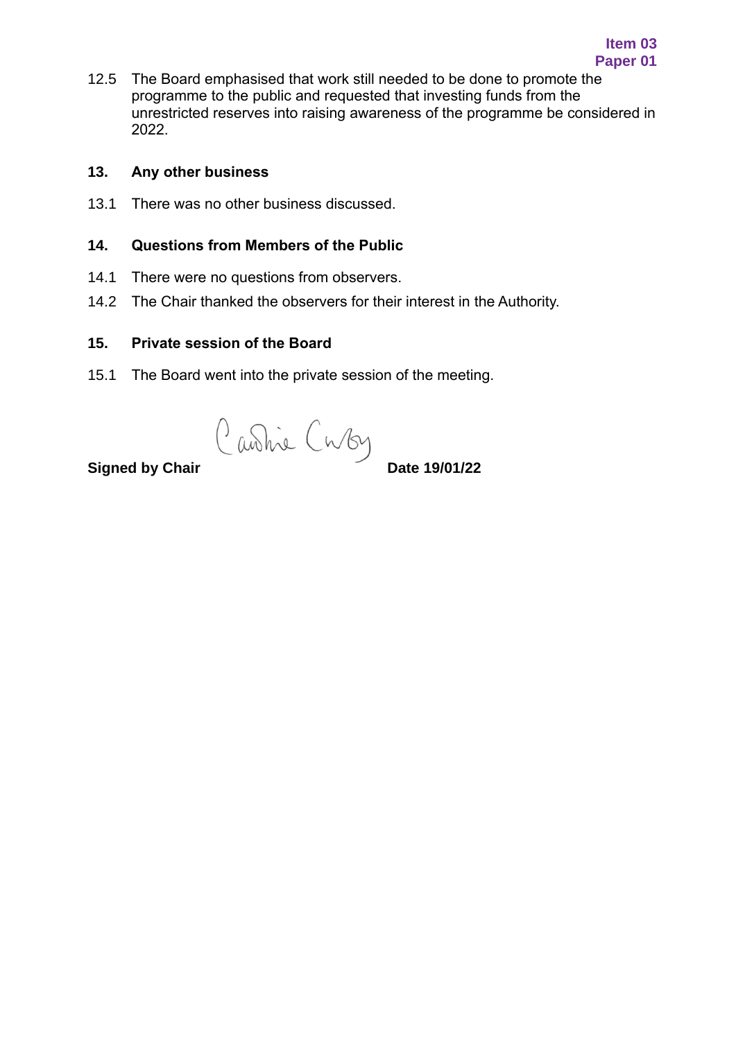12.5 The Board emphasised that work still needed to be done to promote the programme to the public and requested that investing funds from the unrestricted reserves into raising awareness of the programme be considered in 2022.

### 13. Any other business

13.1 There was no other business discussed.

### 14. Questions from Members of the Public

14.1 There were no questions from observers.

14.2 The Chair thanked the observers for their interest in the Authority.

### 15. Private session of the Board

15.1 The Board went into the private session of the meeting.

**Signed by Chair** Caroline Corby **Date 19/01/22**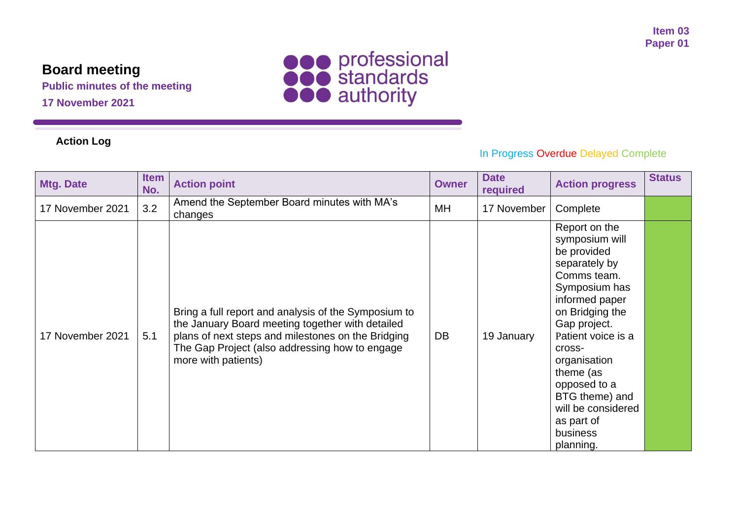Item 03
Paper 01

# Board meeting

**Public minutes of the meeting**

**17 November 2021**

**Action Log**

In Progress Overdue Delayed Complete

| Mtg. Date | Item No. | Action point | Owner | Date required | Action progress | Status |
|---|---|---|---|---|---|---|
| 17 November 2021 | 3.2 | Amend the September Board minutes with MA's changes | MH | 17 November | Complete | |
| 17 November 2021 | 5.1 | Bring a full report and analysis of the Symposium to the January Board meeting together with detailed plans of next steps and milestones on the Bridging The Gap Project (also addressing how to engage more with patients) | DB | 19 January | Report on the symposium will be provided separately by Comms team. Symposium has informed paper on Bridging the Gap project. Patient voice is a cross-organisation theme (as opposed to a BTG theme) and will be considered as part of business planning. | |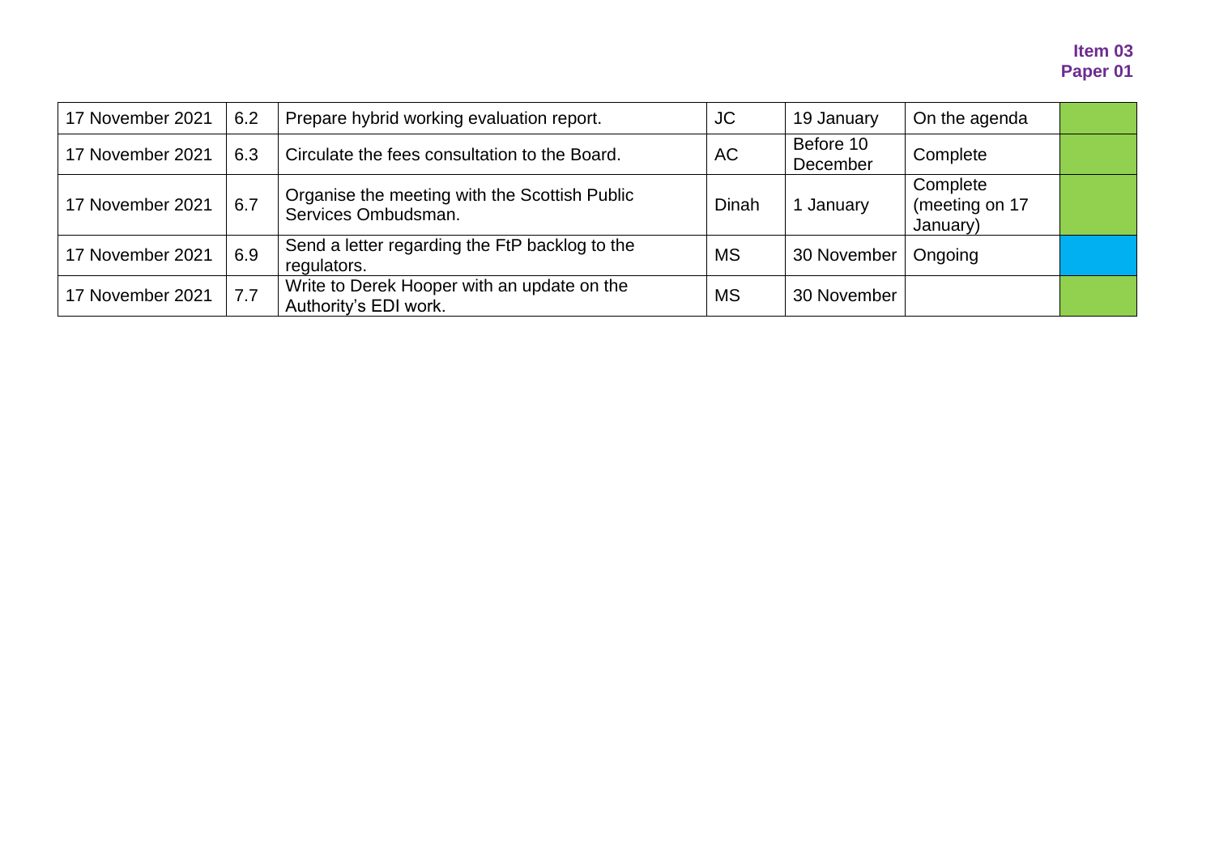| | | | | | | |
|---|---|---|---|---|---|---|
| 17 November 2021 | 6.2 | Prepare hybrid working evaluation report. | JC | 19 January | On the agenda | |
| 17 November 2021 | 6.3 | Circulate the fees consultation to the Board. | AC | Before 10 December | Complete | |
| 17 November 2021 | 6.7 | Organise the meeting with the Scottish Public Services Ombudsman. | Dinah | 1 January | Complete (meeting on 17 January) | |
| 17 November 2021 | 6.9 | Send a letter regarding the FtP backlog to the regulators. | MS | 30 November | Ongoing | |
| 17 November 2021 | 7.7 | Write to Derek Hooper with an update on the Authority's EDI work. | MS | 30 November | | |